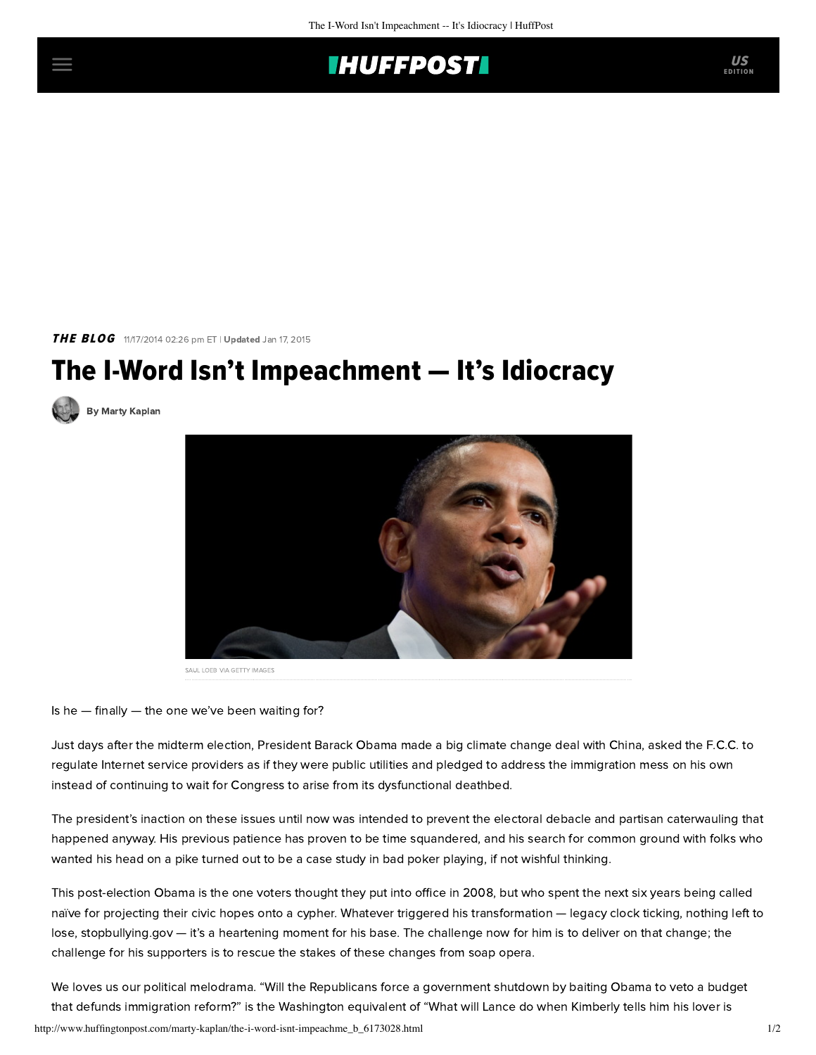**THE BLOG** 11/17/2014 02:26 pm ET | **Updated** Jan 17, 2015

# The I-Word Isn't Impeachment — It's Idiocracy

By Marty Kaplan

SAUL LOEB VIA GETTY IMAGES

Is he — finally — the one we've been waiting for?

Just days after the midterm election, President Barack Obama made a big climate change deal with China, asked the F.C.C. to regulate Internet service providers as if they were public utilities and pledged to address the immigration mess on his own instead of continuing to wait for Congress to arise from its dysfunctional deathbed.

The president's inaction on these issues until now was intended to prevent the electoral debacle and partisan caterwauling that happened anyway. His previous patience has proven to be time squandered, and his search for common ground with folks who wanted his head on a pike turned out to be a case study in bad poker playing, if not wishful thinking.

This post-election Obama is the one voters thought they put into office in 2008, but who spent the next six years being called naïve for projecting their civic hopes onto a cypher. Whatever triggered his transformation — legacy clock ticking, nothing left to lose, stopbullying.gov — it's a heartening moment for his base. The challenge now for him is to deliver on that change; the challenge for his supporters is to rescue the stakes of these changes from soap opera.

We loves us our political melodrama. "Will the Republicans force a government shutdown by baiting Obama to veto a budget that defunds immigration reform?" is the Washington equivalent of "What will Lance do when Kimberly tells him his lover is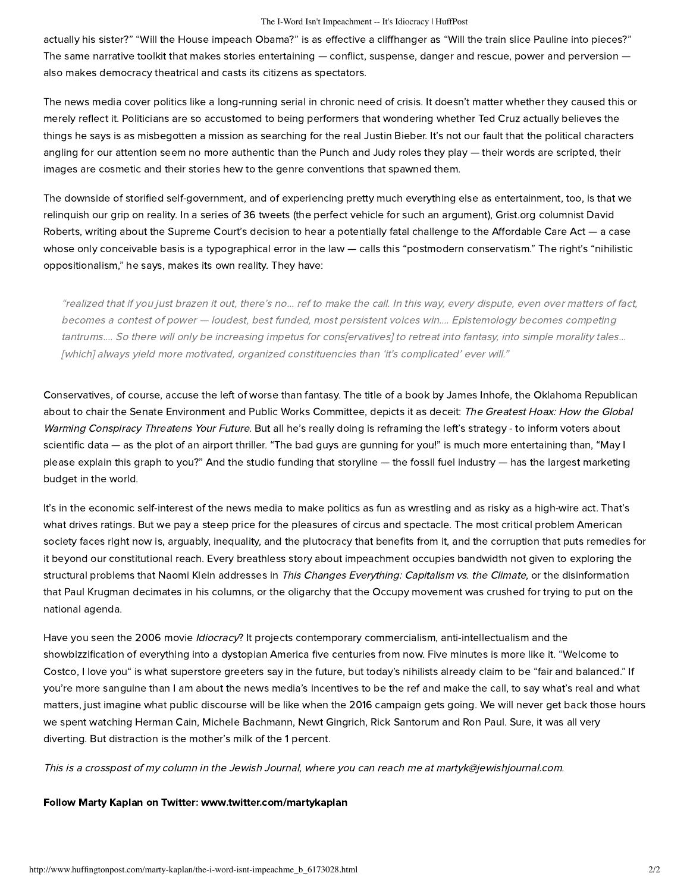actually his sister?" "Will the House impeach Obama?" is as effective a cliffhanger as "Will the train slice Pauline into pieces?" The same narrative toolkit that makes stories entertaining — conflict, suspense, danger and rescue, power and perversion — also makes democracy theatrical and casts its citizens as spectators.

The news media cover politics like a long-running serial in chronic need of crisis. It doesn't matter whether they caused this or merely reflect it. Politicians are so accustomed to being performers that wondering whether Ted Cruz actually believes the things he says is as misbegotten a mission as searching for the real Justin Bieber. It's not our fault that the political characters angling for our attention seem no more authentic than the Punch and Judy roles they play — their words are scripted, their images are cosmetic and their stories hew to the genre conventions that spawned them.

The downside of storified self-government, and of experiencing pretty much everything else as entertainment, too, is that we relinquish our grip on reality. In a series of 36 tweets (the perfect vehicle for such an argument), Grist.org columnist David Roberts, writing about the Supreme Court's decision to hear a potentially fatal challenge to the Affordable Care Act — a case whose only conceivable basis is a typographical error in the law — calls this "postmodern conservatism." The right's "nihilistic oppositionalism," he says, makes its own reality. They have:

> *"realized that if you just brazen it out, there's no... ref to make the call. In this way, every dispute, even over matters of fact, becomes a contest of power — loudest, best funded, most persistent voices win.... Epistemology becomes competing tantrums.... So there will only be increasing impetus for cons[ervatives] to retreat into fantasy, into simple morality tales... [which] always yield more motivated, organized constituencies than 'it's complicated' ever will."*

Conservatives, of course, accuse the left of worse than fantasy. The title of a book by James Inhofe, the Oklahoma Republican about to chair the Senate Environment and Public Works Committee, depicts it as deceit: *The Greatest Hoax: How the Global Warming Conspiracy Threatens Your Future*. But all he's really doing is reframing the left's strategy - to inform voters about scientific data — as the plot of an airport thriller. "The bad guys are gunning for you!" is much more entertaining than, "May I please explain this graph to you?" And the studio funding that storyline — the fossil fuel industry — has the largest marketing budget in the world.

It's in the economic self-interest of the news media to make politics as fun as wrestling and as risky as a high-wire act. That's what drives ratings. But we pay a steep price for the pleasures of circus and spectacle. The most critical problem American society faces right now is, arguably, inequality, and the plutocracy that benefits from it, and the corruption that puts remedies for it beyond our constitutional reach. Every breathless story about impeachment occupies bandwidth not given to exploring the structural problems that Naomi Klein addresses in *This Changes Everything: Capitalism vs. the Climate*, or the disinformation that Paul Krugman decimates in his columns, or the oligarchy that the Occupy movement was crushed for trying to put on the national agenda.

Have you seen the 2006 movie *Idiocracy*? It projects contemporary commercialism, anti-intellectualism and the showbizzification of everything into a dystopian America five centuries from now. Five minutes is more like it. "Welcome to Costco, I love you" is what superstore greeters say in the future, but today's nihilists already claim to be "fair and balanced." If you're more sanguine than I am about the news media's incentives to be the ref and make the call, to say what's real and what matters, just imagine what public discourse will be like when the 2016 campaign gets going. We will never get back those hours we spent watching Herman Cain, Michele Bachmann, Newt Gingrich, Rick Santorum and Ron Paul. Sure, it was all very diverting. But distraction is the mother's milk of the 1 percent.

*This is a crosspost of my column in the Jewish Journal, where you can reach me at martyk@jewishjournal.com.*

**Follow Marty Kaplan on Twitter: www.twitter.com/martykaplan**